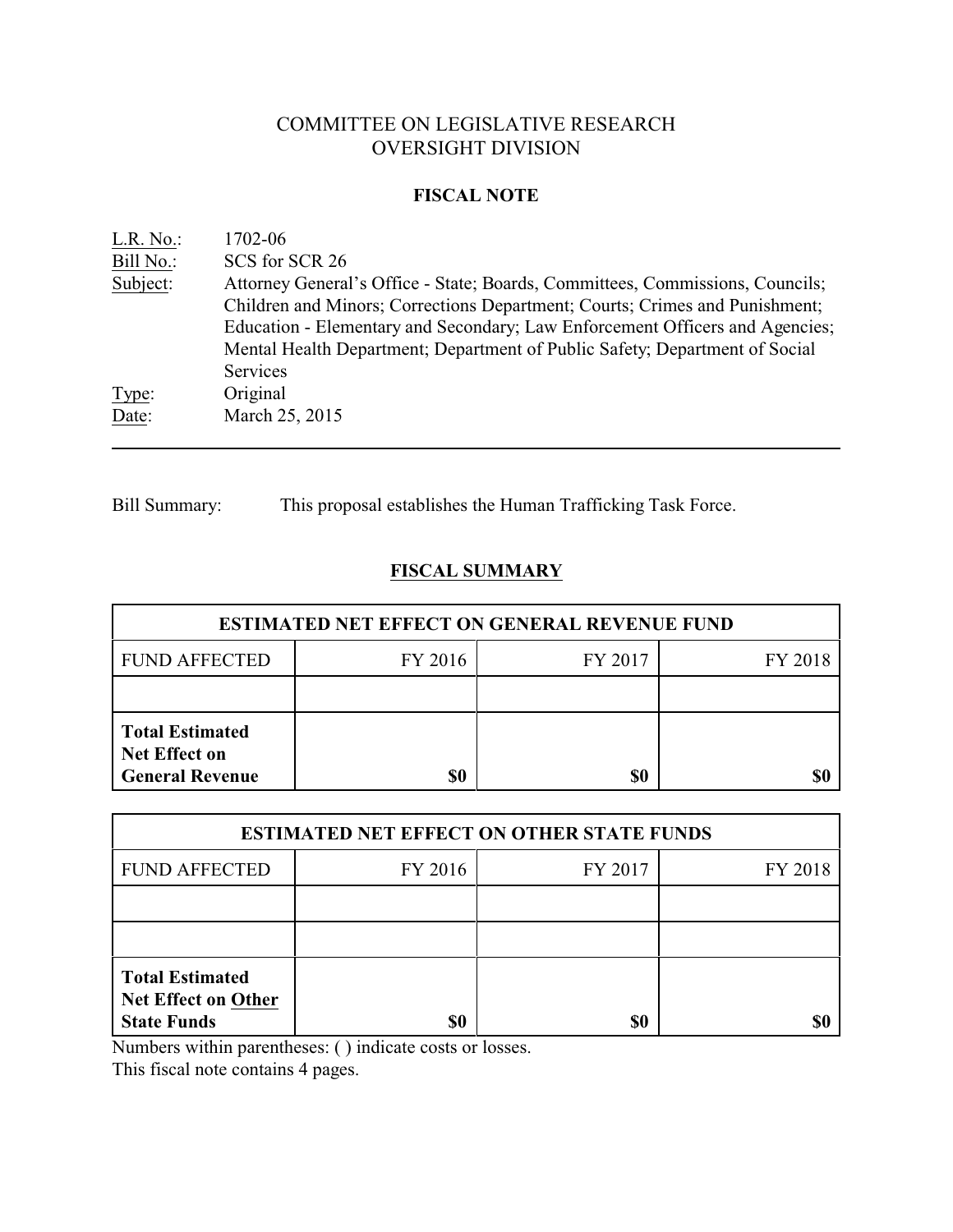# COMMITTEE ON LEGISLATIVE RESEARCH
# OVERSIGHT DIVISION

## FISCAL NOTE

| | |
|---|---|
| L.R. No.: | 1702-06 |
| Bill No.: | SCS for SCR 26 |
| Subject: | Attorney General's Office - State; Boards, Committees, Commissions, Councils; Children and Minors; Corrections Department; Courts; Crimes and Punishment; Education - Elementary and Secondary; Law Enforcement Officers and Agencies; Mental Health Department; Department of Public Safety; Department of Social Services |
| Type: | Original |
| Date: | March 25, 2015 |

Bill Summary: This proposal establishes the Human Trafficking Task Force.

## FISCAL SUMMARY

| ESTIMATED NET EFFECT ON GENERAL REVENUE FUND | | | |
|---|---|---|---|
| FUND AFFECTED | FY 2016 | FY 2017 | FY 2018 |
| | | | |
| **Total Estimated Net Effect on General Revenue** | **$0** | **$0** | **$0** |

| ESTIMATED NET EFFECT ON OTHER STATE FUNDS | | | |
|---|---|---|---|
| FUND AFFECTED | FY 2016 | FY 2017 | FY 2018 |
| | | | |
| | | | |
| **Total Estimated Net Effect on Other State Funds** | **$0** | **$0** | **$0** |

Numbers within parentheses: ( ) indicate costs or losses.

This fiscal note contains 4 pages.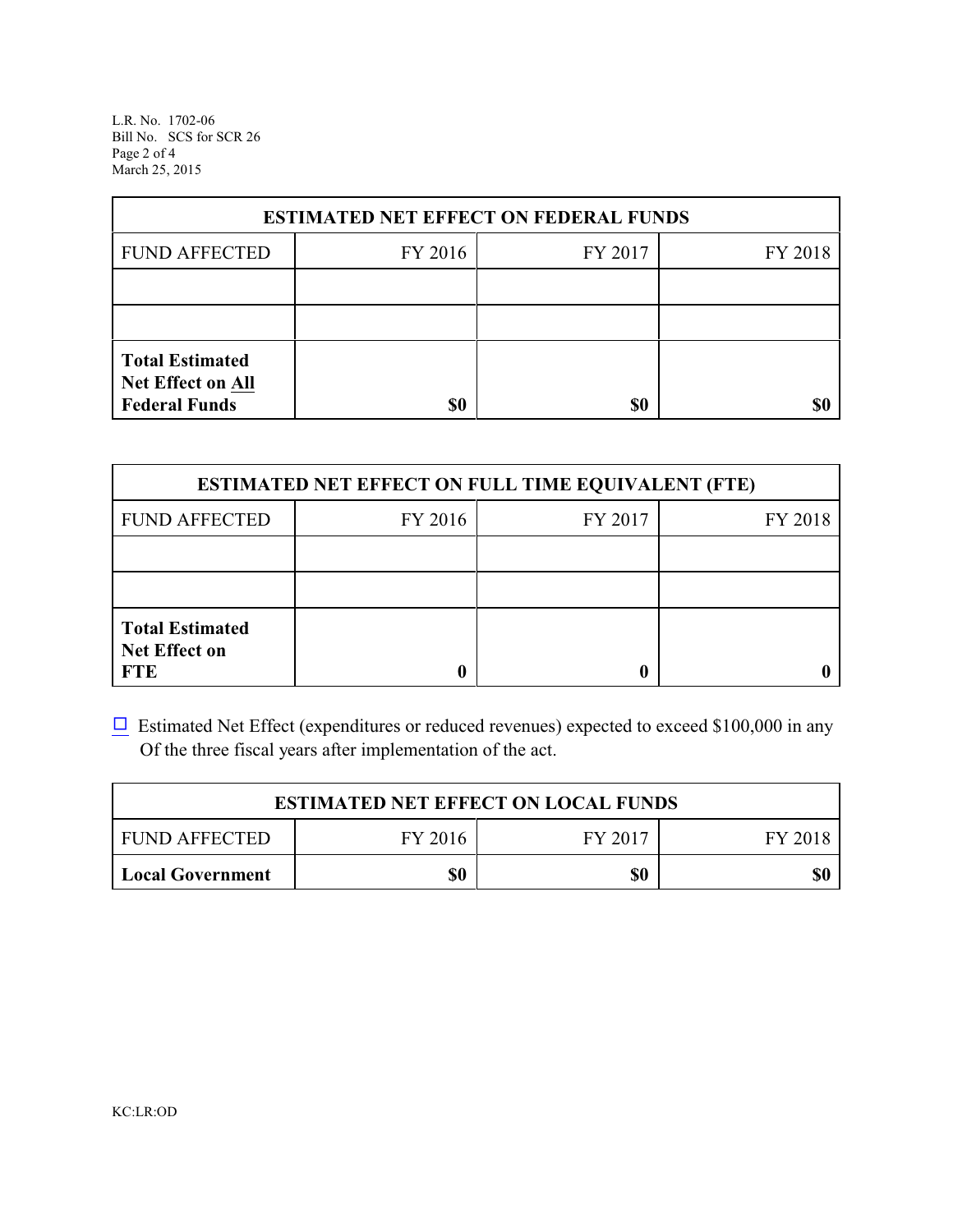| ESTIMATED NET EFFECT ON FEDERAL FUNDS | | | |
|---|---|---|---|
| FUND AFFECTED | FY 2016 | FY 2017 | FY 2018 |
| | | | |
| | | | |
| **Total Estimated Net Effect on All Federal Funds** | **$0** | **$0** | **$0** |

| ESTIMATED NET EFFECT ON FULL TIME EQUIVALENT (FTE) | | | |
|---|---|---|---|
| FUND AFFECTED | FY 2016 | FY 2017 | FY 2018 |
| | | | |
| | | | |
| **Total Estimated Net Effect on FTE** | **0** | **0** | **0** |

☐ Estimated Net Effect (expenditures or reduced revenues) expected to exceed $100,000 in any Of the three fiscal years after implementation of the act.

| ESTIMATED NET EFFECT ON LOCAL FUNDS | | | |
|---|---|---|---|
| FUND AFFECTED | FY 2016 | FY 2017 | FY 2018 |
| **Local Government** | **$0** | **$0** | **$0** |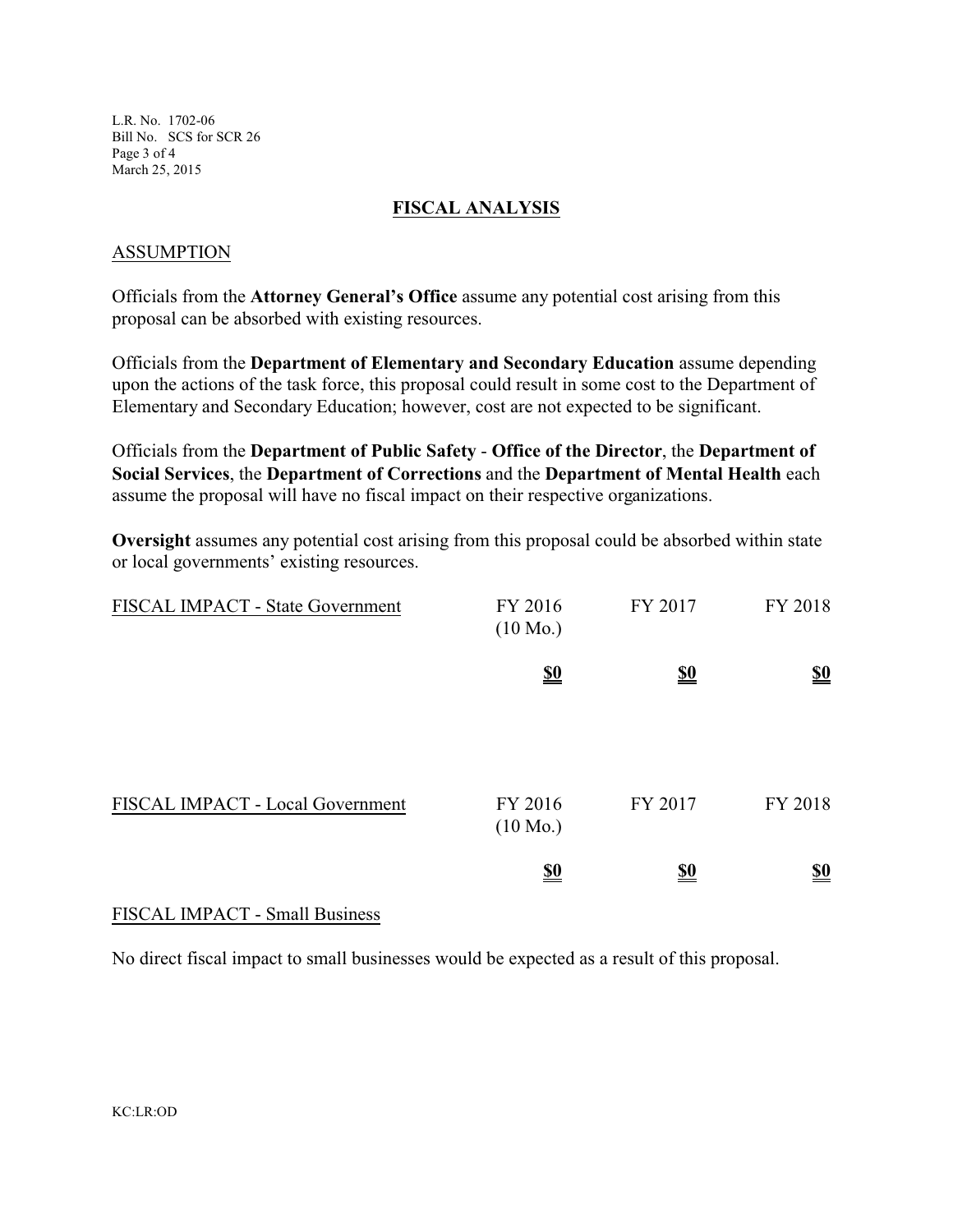## FISCAL ANALYSIS

### ASSUMPTION

Officials from the **Attorney General's Office** assume any potential cost arising from this proposal can be absorbed with existing resources.

Officials from the **Department of Elementary and Secondary Education** assume depending upon the actions of the task force, this proposal could result in some cost to the Department of Elementary and Secondary Education; however, cost are not expected to be significant.

Officials from the **Department of Public Safety** - **Office of the Director**, the **Department of Social Services**, the **Department of Corrections** and the **Department of Mental Health** each assume the proposal will have no fiscal impact on their respective organizations.

**Oversight** assumes any potential cost arising from this proposal could be absorbed within state or local governments' existing resources.

| FISCAL IMPACT - State Government | FY 2016 (10 Mo.) | FY 2017 | FY 2018 |
|---|---|---|---|
| | **$0** | **$0** | **$0** |

| FISCAL IMPACT - Local Government | FY 2016 (10 Mo.) | FY 2017 | FY 2018 |
|---|---|---|---|
| | **$0** | **$0** | **$0** |

### FISCAL IMPACT - Small Business

No direct fiscal impact to small businesses would be expected as a result of this proposal.

KC:LR:OD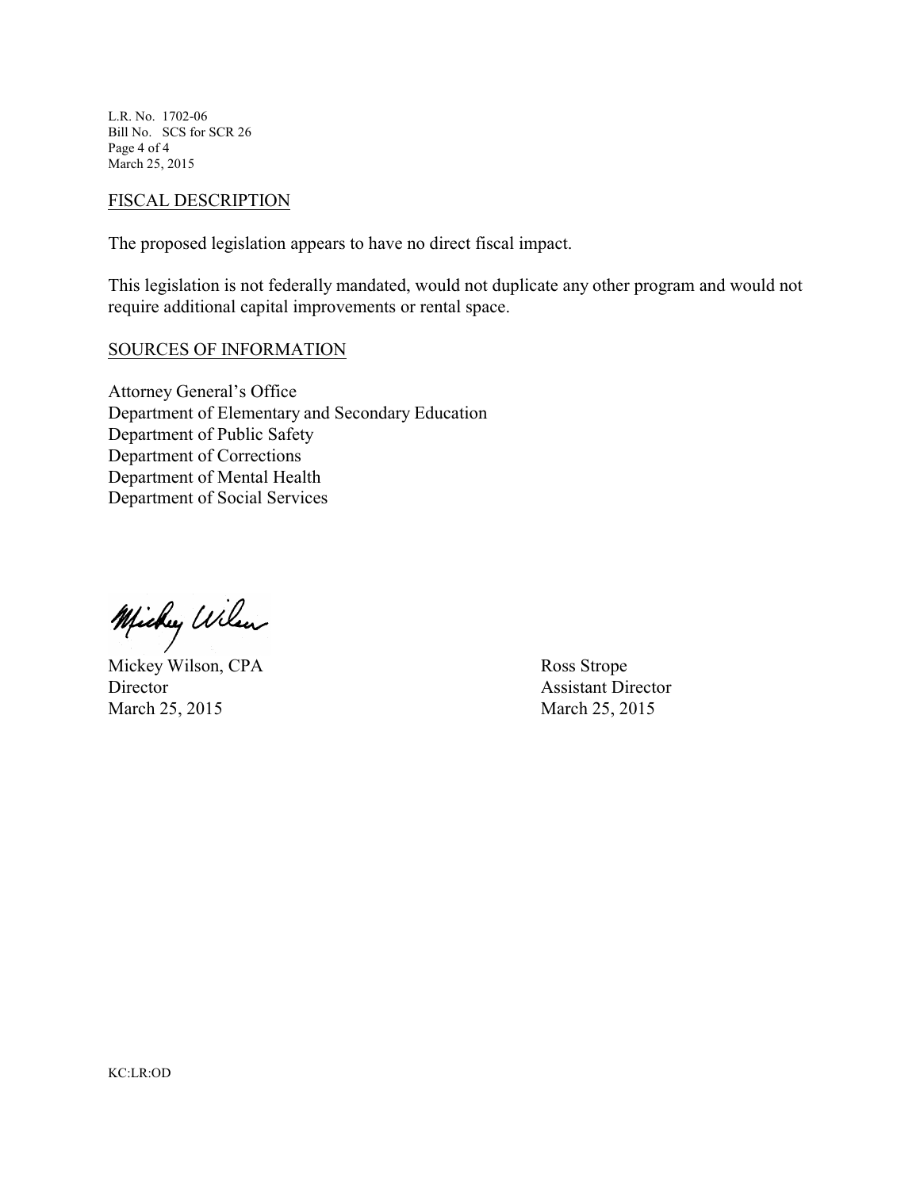## FISCAL DESCRIPTION

The proposed legislation appears to have no direct fiscal impact.

This legislation is not federally mandated, would not duplicate any other program and would not require additional capital improvements or rental space.

## SOURCES OF INFORMATION

Attorney General's Office
Department of Elementary and Secondary Education
Department of Public Safety
Department of Corrections
Department of Mental Health
Department of Social Services

Mickey Wilson, CPA
Director
March 25, 2015

Ross Strope
Assistant Director
March 25, 2015

KC:LR:OD